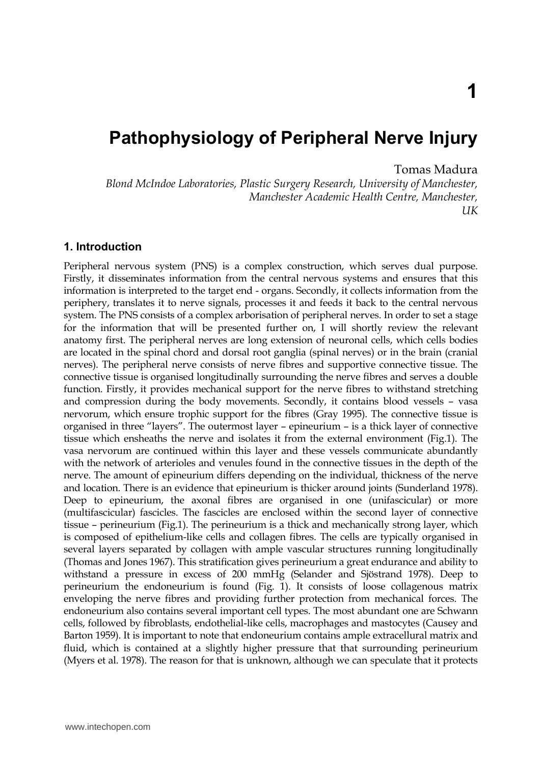# 1

# Pathophysiology of Peripheral Nerve Injury

Tomas Madura

*Blond McIndoe Laboratories, Plastic Surgery Research, University of Manchester, Manchester Academic Health Centre, Manchester, UK*

## 1. Introduction

Peripheral nervous system (PNS) is a complex construction, which serves dual purpose. Firstly, it disseminates information from the central nervous systems and ensures that this information is interpreted to the target end - organs. Secondly, it collects information from the periphery, translates it to nerve signals, processes it and feeds it back to the central nervous system. The PNS consists of a complex arborisation of peripheral nerves. In order to set a stage for the information that will be presented further on, I will shortly review the relevant anatomy first. The peripheral nerves are long extension of neuronal cells, which cells bodies are located in the spinal chord and dorsal root ganglia (spinal nerves) or in the brain (cranial nerves). The peripheral nerve consists of nerve fibres and supportive connective tissue. The connective tissue is organised longitudinally surrounding the nerve fibres and serves a double function. Firstly, it provides mechanical support for the nerve fibres to withstand stretching and compression during the body movements. Secondly, it contains blood vessels – vasa nervorum, which ensure trophic support for the fibres (Gray 1995). The connective tissue is organised in three "layers". The outermost layer – epineurium – is a thick layer of connective tissue which ensheaths the nerve and isolates it from the external environment (Fig.1). The vasa nervorum are continued within this layer and these vessels communicate abundantly with the network of arterioles and venules found in the connective tissues in the depth of the nerve. The amount of epineurium differs depending on the individual, thickness of the nerve and location. There is an evidence that epineurium is thicker around joints (Sunderland 1978). Deep to epineurium, the axonal fibres are organised in one (unifascicular) or more (multifascicular) fascicles. The fascicles are enclosed within the second layer of connective tissue – perineurium (Fig.1). The perineurium is a thick and mechanically strong layer, which is composed of epithelium-like cells and collagen fibres. The cells are typically organised in several layers separated by collagen with ample vascular structures running longitudinally (Thomas and Jones 1967). This stratification gives perineurium a great endurance and ability to withstand a pressure in excess of 200 mmHg (Selander and Sjöstrand 1978). Deep to perineurium the endoneurium is found (Fig. 1). It consists of loose collagenous matrix enveloping the nerve fibres and providing further protection from mechanical forces. The endoneurium also contains several important cell types. The most abundant one are Schwann cells, followed by fibroblasts, endothelial-like cells, macrophages and mastocytes (Causey and Barton 1959). It is important to note that endoneurium contains ample extracellural matrix and fluid, which is contained at a slightly higher pressure that that surrounding perineurium (Myers et al. 1978). The reason for that is unknown, although we can speculate that it protects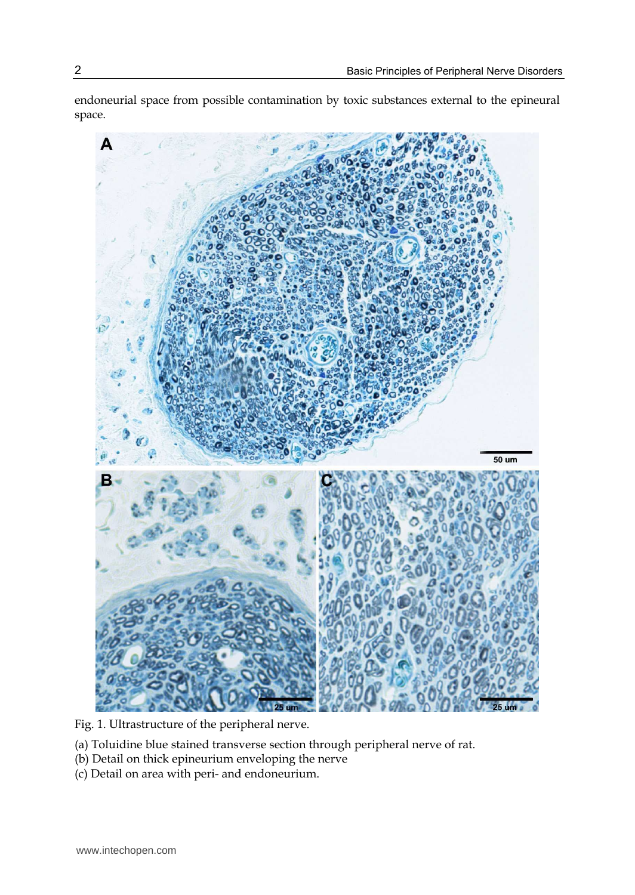endoneurial space from possible contamination by toxic substances external to the epineural space.

Fig. 1. Ultrastructure of the peripheral nerve.

(a) Toluidine blue stained transverse section through peripheral nerve of rat.
(b) Detail on thick epineurium enveloping the nerve
(c) Detail on area with peri- and endoneurium.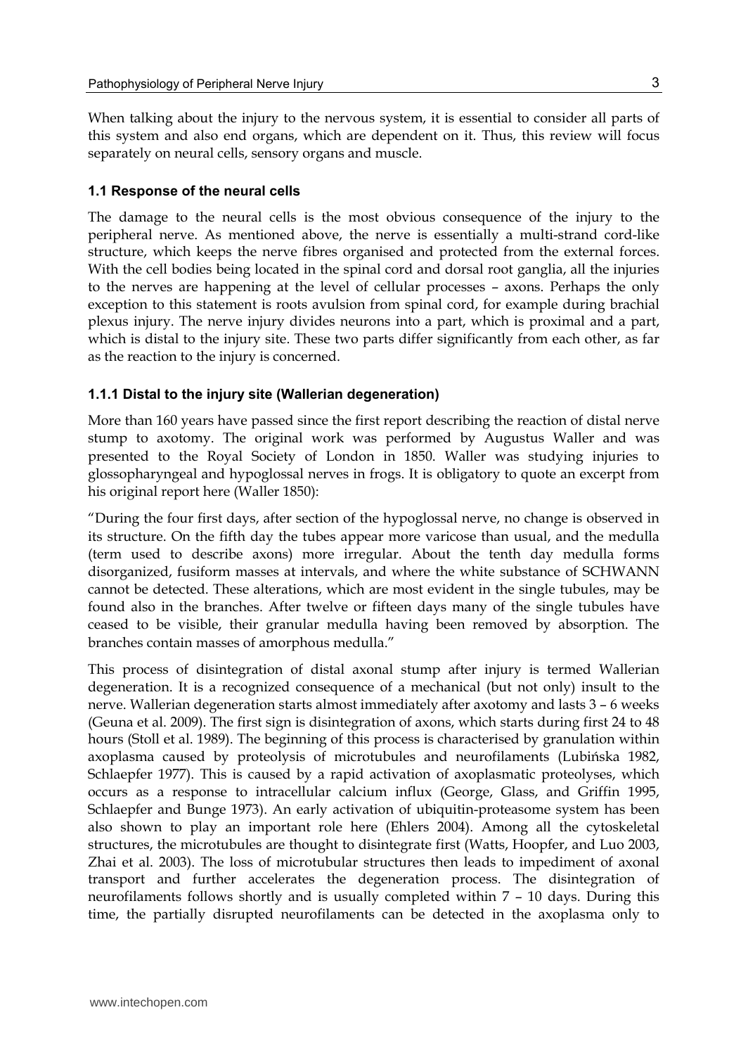When talking about the injury to the nervous system, it is essential to consider all parts of this system and also end organs, which are dependent on it. Thus, this review will focus separately on neural cells, sensory organs and muscle.

### 1.1 Response of the neural cells

The damage to the neural cells is the most obvious consequence of the injury to the peripheral nerve. As mentioned above, the nerve is essentially a multi-strand cord-like structure, which keeps the nerve fibres organised and protected from the external forces. With the cell bodies being located in the spinal cord and dorsal root ganglia, all the injuries to the nerves are happening at the level of cellular processes – axons. Perhaps the only exception to this statement is roots avulsion from spinal cord, for example during brachial plexus injury. The nerve injury divides neurons into a part, which is proximal and a part, which is distal to the injury site. These two parts differ significantly from each other, as far as the reaction to the injury is concerned.

#### 1.1.1 Distal to the injury site (Wallerian degeneration)

More than 160 years have passed since the first report describing the reaction of distal nerve stump to axotomy. The original work was performed by Augustus Waller and was presented to the Royal Society of London in 1850. Waller was studying injuries to glossopharyngeal and hypoglossal nerves in frogs. It is obligatory to quote an excerpt from his original report here (Waller 1850):

"During the four first days, after section of the hypoglossal nerve, no change is observed in its structure. On the fifth day the tubes appear more varicose than usual, and the medulla (term used to describe axons) more irregular. About the tenth day medulla forms disorganized, fusiform masses at intervals, and where the white substance of SCHWANN cannot be detected. These alterations, which are most evident in the single tubules, may be found also in the branches. After twelve or fifteen days many of the single tubules have ceased to be visible, their granular medulla having been removed by absorption. The branches contain masses of amorphous medulla."

This process of disintegration of distal axonal stump after injury is termed Wallerian degeneration. It is a recognized consequence of a mechanical (but not only) insult to the nerve. Wallerian degeneration starts almost immediately after axotomy and lasts 3 – 6 weeks (Geuna et al. 2009). The first sign is disintegration of axons, which starts during first 24 to 48 hours (Stoll et al. 1989). The beginning of this process is characterised by granulation within axoplasma caused by proteolysis of microtubules and neurofilaments (Lubińska 1982, Schlaepfer 1977). This is caused by a rapid activation of axoplasmatic proteolyses, which occurs as a response to intracellular calcium influx (George, Glass, and Griffin 1995, Schlaepfer and Bunge 1973). An early activation of ubiquitin-proteasome system has been also shown to play an important role here (Ehlers 2004). Among all the cytoskeletal structures, the microtubules are thought to disintegrate first (Watts, Hoopfer, and Luo 2003, Zhai et al. 2003). The loss of microtubular structures then leads to impediment of axonal transport and further accelerates the degeneration process. The disintegration of neurofilaments follows shortly and is usually completed within 7 – 10 days. During this time, the partially disrupted neurofilaments can be detected in the axoplasma only to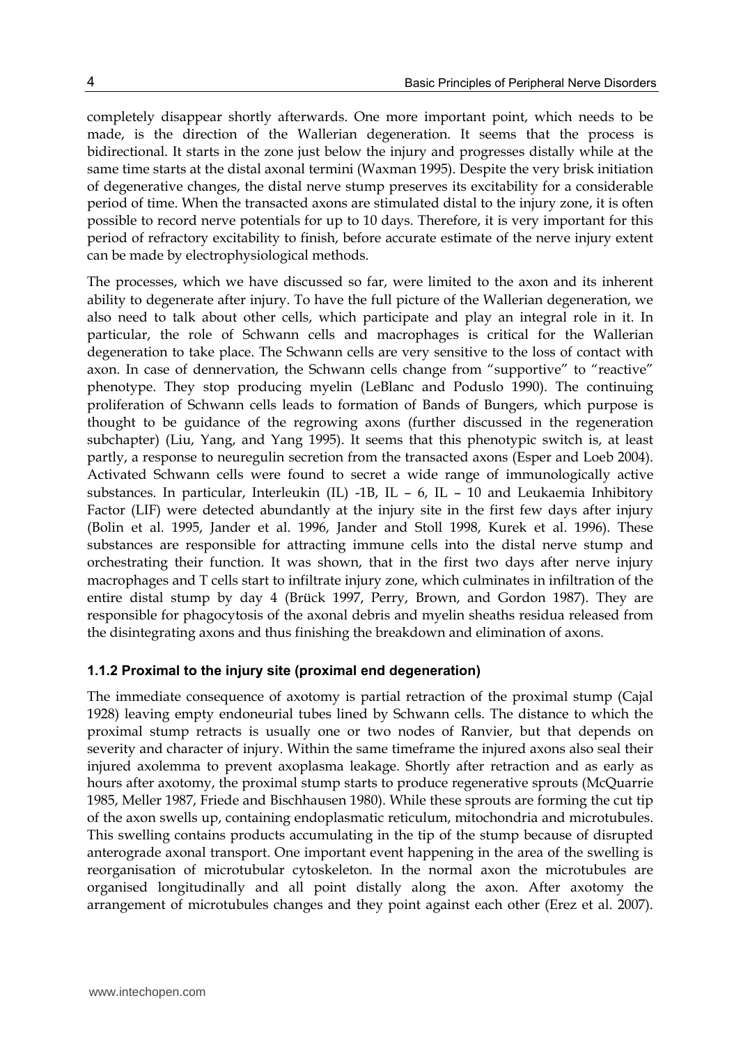completely disappear shortly afterwards. One more important point, which needs to be made, is the direction of the Wallerian degeneration. It seems that the process is bidirectional. It starts in the zone just below the injury and progresses distally while at the same time starts at the distal axonal termini (Waxman 1995). Despite the very brisk initiation of degenerative changes, the distal nerve stump preserves its excitability for a considerable period of time. When the transacted axons are stimulated distal to the injury zone, it is often possible to record nerve potentials for up to 10 days. Therefore, it is very important for this period of refractory excitability to finish, before accurate estimate of the nerve injury extent can be made by electrophysiological methods.

The processes, which we have discussed so far, were limited to the axon and its inherent ability to degenerate after injury. To have the full picture of the Wallerian degeneration, we also need to talk about other cells, which participate and play an integral role in it. In particular, the role of Schwann cells and macrophages is critical for the Wallerian degeneration to take place. The Schwann cells are very sensitive to the loss of contact with axon. In case of dennervation, the Schwann cells change from "supportive" to "reactive" phenotype. They stop producing myelin (LeBlanc and Poduslo 1990). The continuing proliferation of Schwann cells leads to formation of Bands of Bungers, which purpose is thought to be guidance of the regrowing axons (further discussed in the regeneration subchapter) (Liu, Yang, and Yang 1995). It seems that this phenotypic switch is, at least partly, a response to neuregulin secretion from the transacted axons (Esper and Loeb 2004). Activated Schwann cells were found to secret a wide range of immunologically active substances. In particular, Interleukin (IL) -1B, IL – 6, IL – 10 and Leukaemia Inhibitory Factor (LIF) were detected abundantly at the injury site in the first few days after injury (Bolin et al. 1995, Jander et al. 1996, Jander and Stoll 1998, Kurek et al. 1996). These substances are responsible for attracting immune cells into the distal nerve stump and orchestrating their function. It was shown, that in the first two days after nerve injury macrophages and T cells start to infiltrate injury zone, which culminates in infiltration of the entire distal stump by day 4 (Brück 1997, Perry, Brown, and Gordon 1987). They are responsible for phagocytosis of the axonal debris and myelin sheaths residua released from the disintegrating axons and thus finishing the breakdown and elimination of axons.

### 1.1.2 Proximal to the injury site (proximal end degeneration)

The immediate consequence of axotomy is partial retraction of the proximal stump (Cajal 1928) leaving empty endoneurial tubes lined by Schwann cells. The distance to which the proximal stump retracts is usually one or two nodes of Ranvier, but that depends on severity and character of injury. Within the same timeframe the injured axons also seal their injured axolemma to prevent axoplasma leakage. Shortly after retraction and as early as hours after axotomy, the proximal stump starts to produce regenerative sprouts (McQuarrie 1985, Meller 1987, Friede and Bischhausen 1980). While these sprouts are forming the cut tip of the axon swells up, containing endoplasmatic reticulum, mitochondria and microtubules. This swelling contains products accumulating in the tip of the stump because of disrupted anterograde axonal transport. One important event happening in the area of the swelling is reorganisation of microtubular cytoskeleton. In the normal axon the microtubules are organised longitudinally and all point distally along the axon. After axotomy the arrangement of microtubules changes and they point against each other (Erez et al. 2007).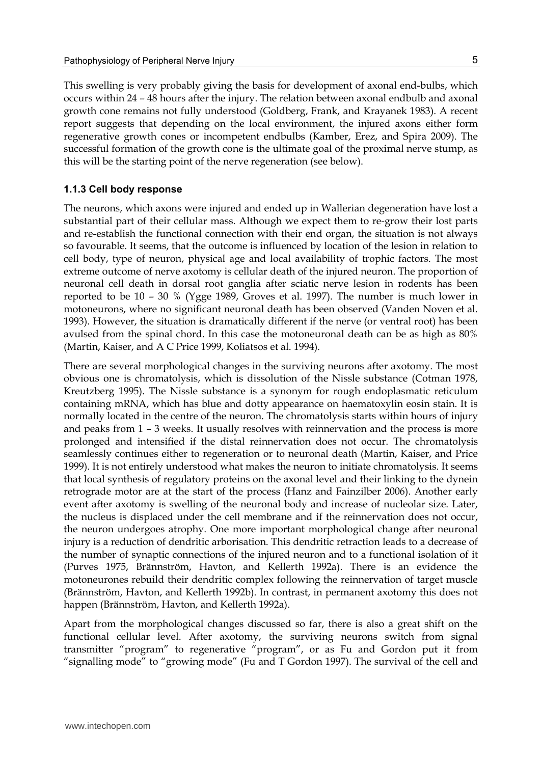This swelling is very probably giving the basis for development of axonal end-bulbs, which occurs within 24 – 48 hours after the injury. The relation between axonal endbulb and axonal growth cone remains not fully understood (Goldberg, Frank, and Krayanek 1983). A recent report suggests that depending on the local environment, the injured axons either form regenerative growth cones or incompetent endbulbs (Kamber, Erez, and Spira 2009). The successful formation of the growth cone is the ultimate goal of the proximal nerve stump, as this will be the starting point of the nerve regeneration (see below).

### 1.1.3 Cell body response

The neurons, which axons were injured and ended up in Wallerian degeneration have lost a substantial part of their cellular mass. Although we expect them to re-grow their lost parts and re-establish the functional connection with their end organ, the situation is not always so favourable. It seems, that the outcome is influenced by location of the lesion in relation to cell body, type of neuron, physical age and local availability of trophic factors. The most extreme outcome of nerve axotomy is cellular death of the injured neuron. The proportion of neuronal cell death in dorsal root ganglia after sciatic nerve lesion in rodents has been reported to be 10 – 30 % (Ygge 1989, Groves et al. 1997). The number is much lower in motoneurons, where no significant neuronal death has been observed (Vanden Noven et al. 1993). However, the situation is dramatically different if the nerve (or ventral root) has been avulsed from the spinal chord. In this case the motoneuronal death can be as high as 80% (Martin, Kaiser, and A C Price 1999, Koliatsos et al. 1994).

There are several morphological changes in the surviving neurons after axotomy. The most obvious one is chromatolysis, which is dissolution of the Nissle substance (Cotman 1978, Kreutzberg 1995). The Nissle substance is a synonym for rough endoplasmatic reticulum containing mRNA, which has blue and dotty appearance on haematoxylin eosin stain. It is normally located in the centre of the neuron. The chromatolysis starts within hours of injury and peaks from 1 – 3 weeks. It usually resolves with reinnervation and the process is more prolonged and intensified if the distal reinnervation does not occur. The chromatolysis seamlessly continues either to regeneration or to neuronal death (Martin, Kaiser, and Price 1999). It is not entirely understood what makes the neuron to initiate chromatolysis. It seems that local synthesis of regulatory proteins on the axonal level and their linking to the dynein retrograde motor are at the start of the process (Hanz and Fainzilber 2006). Another early event after axotomy is swelling of the neuronal body and increase of nucleolar size. Later, the nucleus is displaced under the cell membrane and if the reinnervation does not occur, the neuron undergoes atrophy. One more important morphological change after neuronal injury is a reduction of dendritic arborisation. This dendritic retraction leads to a decrease of the number of synaptic connections of the injured neuron and to a functional isolation of it (Purves 1975, Brännström, Havton, and Kellerth 1992a). There is an evidence the motoneurones rebuild their dendritic complex following the reinnervation of target muscle (Brännström, Havton, and Kellerth 1992b). In contrast, in permanent axotomy this does not happen (Brännström, Havton, and Kellerth 1992a).

Apart from the morphological changes discussed so far, there is also a great shift on the functional cellular level. After axotomy, the surviving neurons switch from signal transmitter "program" to regenerative "program", or as Fu and Gordon put it from "signalling mode" to "growing mode" (Fu and T Gordon 1997). The survival of the cell and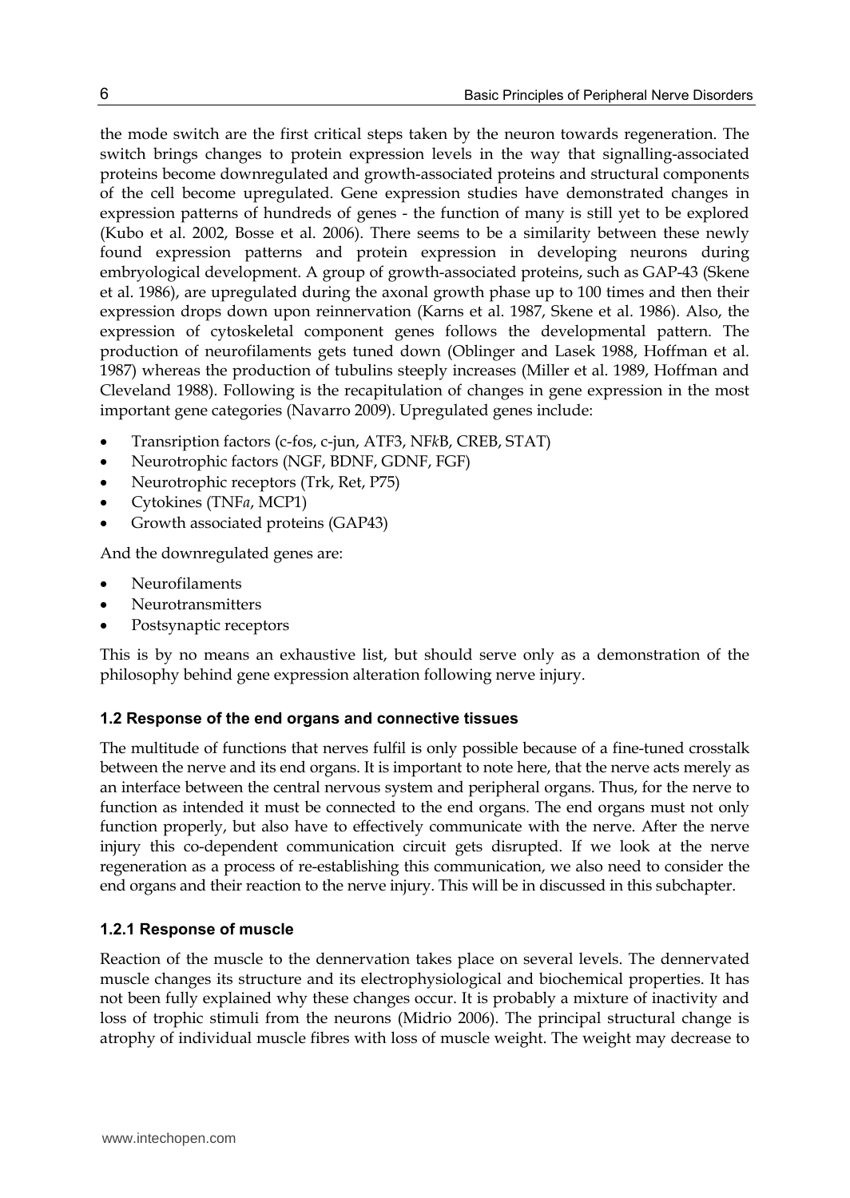the mode switch are the first critical steps taken by the neuron towards regeneration. The switch brings changes to protein expression levels in the way that signalling-associated proteins become downregulated and growth-associated proteins and structural components of the cell become upregulated. Gene expression studies have demonstrated changes in expression patterns of hundreds of genes - the function of many is still yet to be explored (Kubo et al. 2002, Bosse et al. 2006). There seems to be a similarity between these newly found expression patterns and protein expression in developing neurons during embryological development. A group of growth-associated proteins, such as GAP-43 (Skene et al. 1986), are upregulated during the axonal growth phase up to 100 times and then their expression drops down upon reinnervation (Karns et al. 1987, Skene et al. 1986). Also, the expression of cytoskeletal component genes follows the developmental pattern. The production of neurofilaments gets tuned down (Oblinger and Lasek 1988, Hoffman et al. 1987) whereas the production of tubulins steeply increases (Miller et al. 1989, Hoffman and Cleveland 1988). Following is the recapitulation of changes in gene expression in the most important gene categories (Navarro 2009). Upregulated genes include:

- Transription factors (c-fos, c-jun, ATF3, NF*k*B, CREB, STAT)
- Neurotrophic factors (NGF, BDNF, GDNF, FGF)
- Neurotrophic receptors (Trk, Ret, P75)
- Cytokines (TNF*a*, MCP1)
- Growth associated proteins (GAP43)

And the downregulated genes are:

- Neurofilaments
- Neurotransmitters
- Postsynaptic receptors

This is by no means an exhaustive list, but should serve only as a demonstration of the philosophy behind gene expression alteration following nerve injury.

### 1.2 Response of the end organs and connective tissues

The multitude of functions that nerves fulfil is only possible because of a fine-tuned crosstalk between the nerve and its end organs. It is important to note here, that the nerve acts merely as an interface between the central nervous system and peripheral organs. Thus, for the nerve to function as intended it must be connected to the end organs. The end organs must not only function properly, but also have to effectively communicate with the nerve. After the nerve injury this co-dependent communication circuit gets disrupted. If we look at the nerve regeneration as a process of re-establishing this communication, we also need to consider the end organs and their reaction to the nerve injury. This will be in discussed in this subchapter.

#### 1.2.1 Response of muscle

Reaction of the muscle to the dennervation takes place on several levels. The dennervated muscle changes its structure and its electrophysiological and biochemical properties. It has not been fully explained why these changes occur. It is probably a mixture of inactivity and loss of trophic stimuli from the neurons (Midrio 2006). The principal structural change is atrophy of individual muscle fibres with loss of muscle weight. The weight may decrease to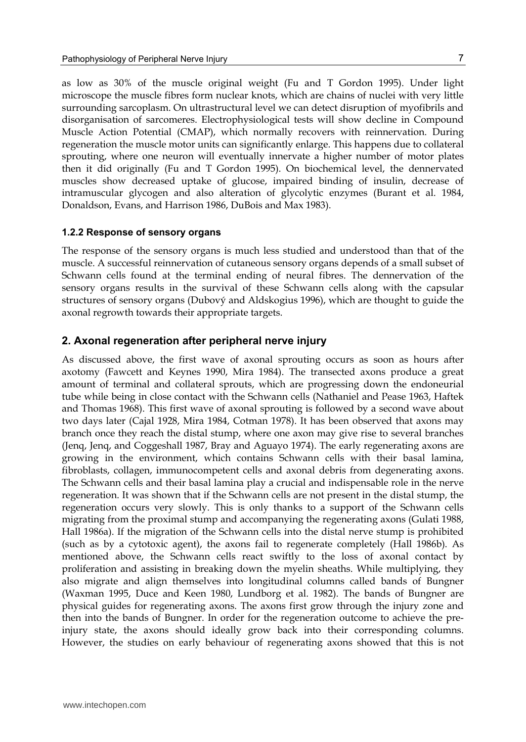as low as 30% of the muscle original weight (Fu and T Gordon 1995). Under light microscope the muscle fibres form nuclear knots, which are chains of nuclei with very little surrounding sarcoplasm. On ultrastructural level we can detect disruption of myofibrils and disorganisation of sarcomeres. Electrophysiological tests will show decline in Compound Muscle Action Potential (CMAP), which normally recovers with reinnervation. During regeneration the muscle motor units can significantly enlarge. This happens due to collateral sprouting, where one neuron will eventually innervate a higher number of motor plates then it did originally (Fu and T Gordon 1995). On biochemical level, the dennervated muscles show decreased uptake of glucose, impaired binding of insulin, decrease of intramuscular glycogen and also alteration of glycolytic enzymes (Burant et al. 1984, Donaldson, Evans, and Harrison 1986, DuBois and Max 1983).

### 1.2.2 Response of sensory organs

The response of the sensory organs is much less studied and understood than that of the muscle. A successful reinnervation of cutaneous sensory organs depends of a small subset of Schwann cells found at the terminal ending of neural fibres. The dennervation of the sensory organs results in the survival of these Schwann cells along with the capsular structures of sensory organs (Dubový and Aldskogius 1996), which are thought to guide the axonal regrowth towards their appropriate targets.

## 2. Axonal regeneration after peripheral nerve injury

As discussed above, the first wave of axonal sprouting occurs as soon as hours after axotomy (Fawcett and Keynes 1990, Mira 1984). The transected axons produce a great amount of terminal and collateral sprouts, which are progressing down the endoneurial tube while being in close contact with the Schwann cells (Nathaniel and Pease 1963, Haftek and Thomas 1968). This first wave of axonal sprouting is followed by a second wave about two days later (Cajal 1928, Mira 1984, Cotman 1978). It has been observed that axons may branch once they reach the distal stump, where one axon may give rise to several branches (Jenq, Jenq, and Coggeshall 1987, Bray and Aguayo 1974). The early regenerating axons are growing in the environment, which contains Schwann cells with their basal lamina, fibroblasts, collagen, immunocompetent cells and axonal debris from degenerating axons. The Schwann cells and their basal lamina play a crucial and indispensable role in the nerve regeneration. It was shown that if the Schwann cells are not present in the distal stump, the regeneration occurs very slowly. This is only thanks to a support of the Schwann cells migrating from the proximal stump and accompanying the regenerating axons (Gulati 1988, Hall 1986a). If the migration of the Schwann cells into the distal nerve stump is prohibited (such as by a cytotoxic agent), the axons fail to regenerate completely (Hall 1986b). As mentioned above, the Schwann cells react swiftly to the loss of axonal contact by proliferation and assisting in breaking down the myelin sheaths. While multiplying, they also migrate and align themselves into longitudinal columns called bands of Bungner (Waxman 1995, Duce and Keen 1980, Lundborg et al. 1982). The bands of Bungner are physical guides for regenerating axons. The axons first grow through the injury zone and then into the bands of Bungner. In order for the regeneration outcome to achieve the pre-injury state, the axons should ideally grow back into their corresponding columns. However, the studies on early behaviour of regenerating axons showed that this is not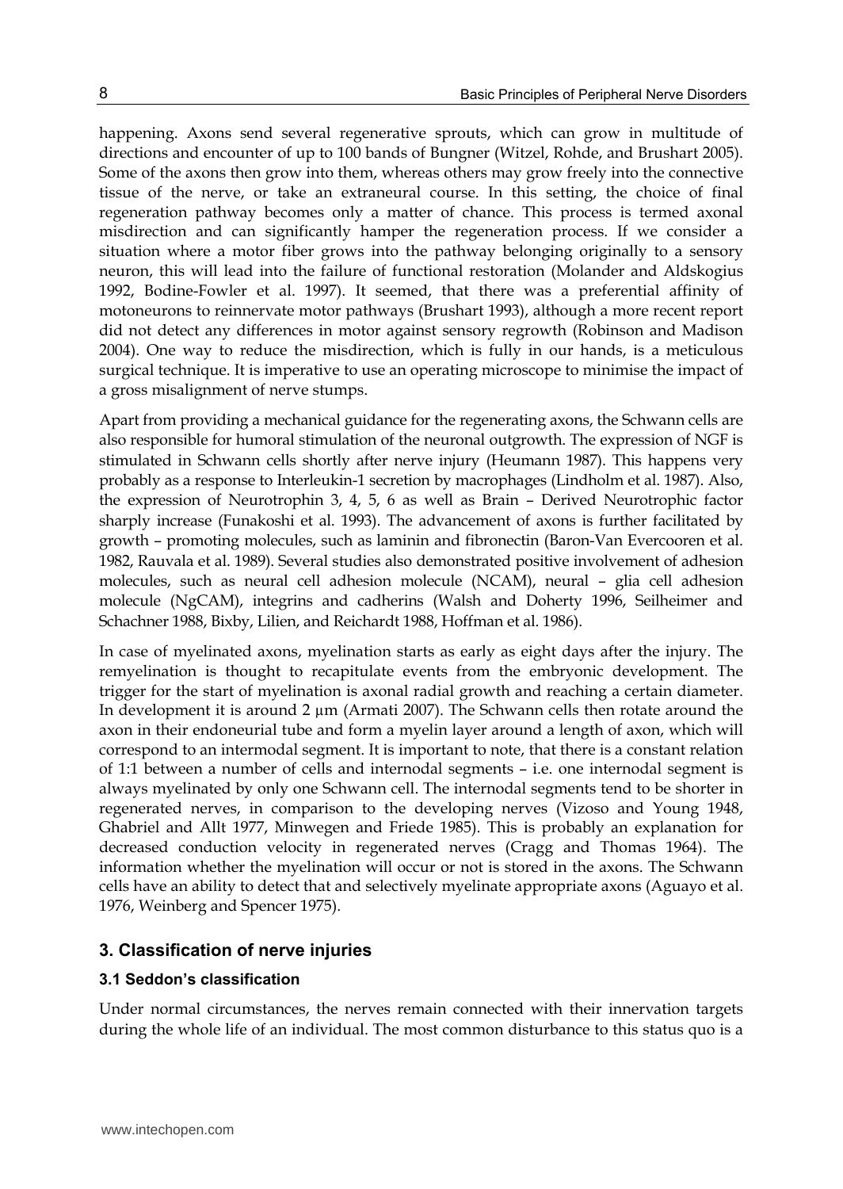happening. Axons send several regenerative sprouts, which can grow in multitude of directions and encounter of up to 100 bands of Bungner (Witzel, Rohde, and Brushart 2005). Some of the axons then grow into them, whereas others may grow freely into the connective tissue of the nerve, or take an extraneural course. In this setting, the choice of final regeneration pathway becomes only a matter of chance. This process is termed axonal misdirection and can significantly hamper the regeneration process. If we consider a situation where a motor fiber grows into the pathway belonging originally to a sensory neuron, this will lead into the failure of functional restoration (Molander and Aldskogius 1992, Bodine-Fowler et al. 1997). It seemed, that there was a preferential affinity of motoneurons to reinnervate motor pathways (Brushart 1993), although a more recent report did not detect any differences in motor against sensory regrowth (Robinson and Madison 2004). One way to reduce the misdirection, which is fully in our hands, is a meticulous surgical technique. It is imperative to use an operating microscope to minimise the impact of a gross misalignment of nerve stumps.

Apart from providing a mechanical guidance for the regenerating axons, the Schwann cells are also responsible for humoral stimulation of the neuronal outgrowth. The expression of NGF is stimulated in Schwann cells shortly after nerve injury (Heumann 1987). This happens very probably as a response to Interleukin-1 secretion by macrophages (Lindholm et al. 1987). Also, the expression of Neurotrophin 3, 4, 5, 6 as well as Brain – Derived Neurotrophic factor sharply increase (Funakoshi et al. 1993). The advancement of axons is further facilitated by growth – promoting molecules, such as laminin and fibronectin (Baron-Van Evercooren et al. 1982, Rauvala et al. 1989). Several studies also demonstrated positive involvement of adhesion molecules, such as neural cell adhesion molecule (NCAM), neural – glia cell adhesion molecule (NgCAM), integrins and cadherins (Walsh and Doherty 1996, Seilheimer and Schachner 1988, Bixby, Lilien, and Reichardt 1988, Hoffman et al. 1986).

In case of myelinated axons, myelination starts as early as eight days after the injury. The remyelination is thought to recapitulate events from the embryonic development. The trigger for the start of myelination is axonal radial growth and reaching a certain diameter. In development it is around 2 µm (Armati 2007). The Schwann cells then rotate around the axon in their endoneurial tube and form a myelin layer around a length of axon, which will correspond to an intermodal segment. It is important to note, that there is a constant relation of 1:1 between a number of cells and internodal segments – i.e. one internodal segment is always myelinated by only one Schwann cell. The internodal segments tend to be shorter in regenerated nerves, in comparison to the developing nerves (Vizoso and Young 1948, Ghabriel and Allt 1977, Minwegen and Friede 1985). This is probably an explanation for decreased conduction velocity in regenerated nerves (Cragg and Thomas 1964). The information whether the myelination will occur or not is stored in the axons. The Schwann cells have an ability to detect that and selectively myelinate appropriate axons (Aguayo et al. 1976, Weinberg and Spencer 1975).

## 3. Classification of nerve injuries

### 3.1 Seddon's classification

Under normal circumstances, the nerves remain connected with their innervation targets during the whole life of an individual. The most common disturbance to this status quo is a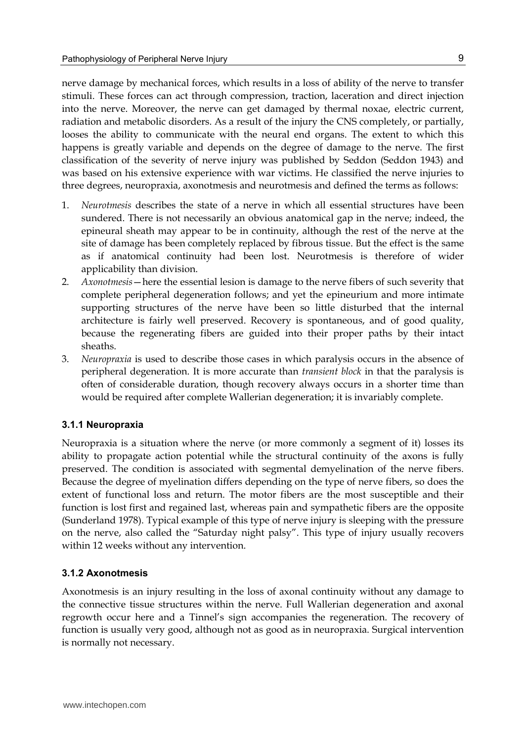nerve damage by mechanical forces, which results in a loss of ability of the nerve to transfer stimuli. These forces can act through compression, traction, laceration and direct injection into the nerve. Moreover, the nerve can get damaged by thermal noxae, electric current, radiation and metabolic disorders. As a result of the injury the CNS completely, or partially, looses the ability to communicate with the neural end organs. The extent to which this happens is greatly variable and depends on the degree of damage to the nerve. The first classification of the severity of nerve injury was published by Seddon (Seddon 1943) and was based on his extensive experience with war victims. He classified the nerve injuries to three degrees, neuropraxia, axonotmesis and neurotmesis and defined the terms as follows:

1. *Neurotmesis* describes the state of a nerve in which all essential structures have been sundered. There is not necessarily an obvious anatomical gap in the nerve; indeed, the epineural sheath may appear to be in continuity, although the rest of the nerve at the site of damage has been completely replaced by fibrous tissue. But the effect is the same as if anatomical continuity had been lost. Neurotmesis is therefore of wider applicability than division.
2. *Axonotmesis*—here the essential lesion is damage to the nerve fibers of such severity that complete peripheral degeneration follows; and yet the epineurium and more intimate supporting structures of the nerve have been so little disturbed that the internal architecture is fairly well preserved. Recovery is spontaneous, and of good quality, because the regenerating fibers are guided into their proper paths by their intact sheaths.
3. *Neuropraxia* is used to describe those cases in which paralysis occurs in the absence of peripheral degeneration. It is more accurate than *transient block* in that the paralysis is often of considerable duration, though recovery always occurs in a shorter time than would be required after complete Wallerian degeneration; it is invariably complete.

### 3.1.1 Neuropraxia

Neuropraxia is a situation where the nerve (or more commonly a segment of it) losses its ability to propagate action potential while the structural continuity of the axons is fully preserved. The condition is associated with segmental demyelination of the nerve fibers. Because the degree of myelination differs depending on the type of nerve fibers, so does the extent of functional loss and return. The motor fibers are the most susceptible and their function is lost first and regained last, whereas pain and sympathetic fibers are the opposite (Sunderland 1978). Typical example of this type of nerve injury is sleeping with the pressure on the nerve, also called the "Saturday night palsy". This type of injury usually recovers within 12 weeks without any intervention.

### 3.1.2 Axonotmesis

Axonotmesis is an injury resulting in the loss of axonal continuity without any damage to the connective tissue structures within the nerve. Full Wallerian degeneration and axonal regrowth occur here and a Tinnel's sign accompanies the regeneration. The recovery of function is usually very good, although not as good as in neuropraxia. Surgical intervention is normally not necessary.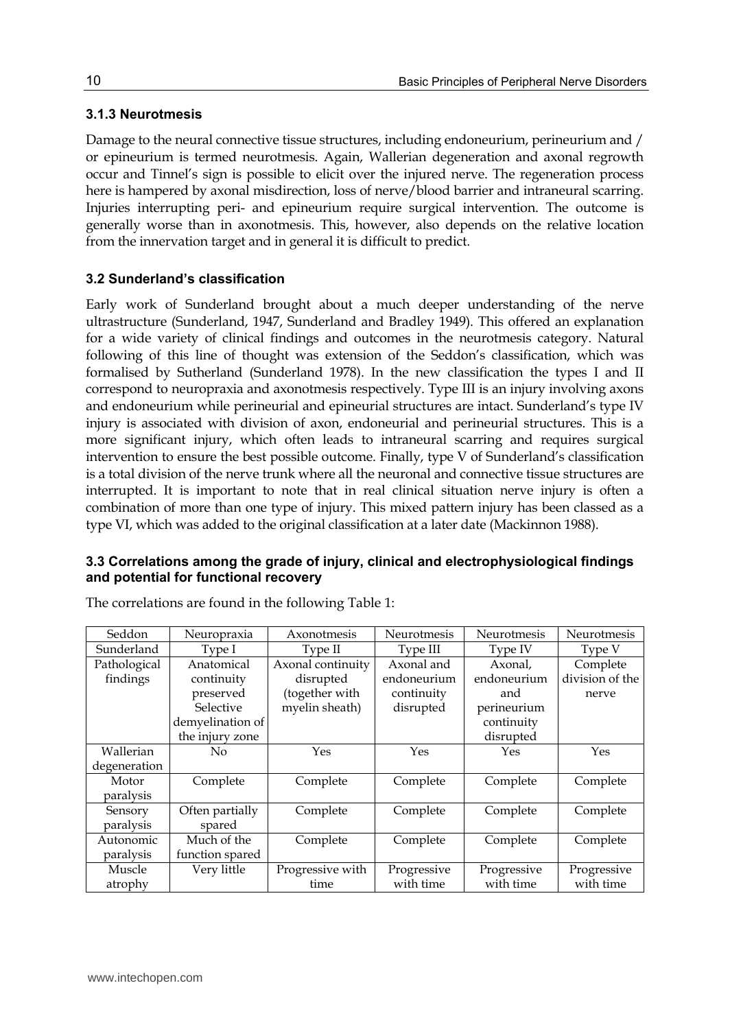### 3.1.3 Neurotmesis

Damage to the neural connective tissue structures, including endoneurium, perineurium and / or epineurium is termed neurotmesis. Again, Wallerian degeneration and axonal regrowth occur and Tinnel's sign is possible to elicit over the injured nerve. The regeneration process here is hampered by axonal misdirection, loss of nerve/blood barrier and intraneural scarring. Injuries interrupting peri- and epineurium require surgical intervention. The outcome is generally worse than in axonotmesis. This, however, also depends on the relative location from the innervation target and in general it is difficult to predict.

## 3.2 Sunderland's classification

Early work of Sunderland brought about a much deeper understanding of the nerve ultrastructure (Sunderland, 1947, Sunderland and Bradley 1949). This offered an explanation for a wide variety of clinical findings and outcomes in the neurotmesis category. Natural following of this line of thought was extension of the Seddon's classification, which was formalised by Sutherland (Sunderland 1978). In the new classification the types I and II correspond to neuropraxia and axonotmesis respectively. Type III is an injury involving axons and endoneurium while perineurial and epineurial structures are intact. Sunderland's type IV injury is associated with division of axon, endoneurial and perineurial structures. This is a more significant injury, which often leads to intraneural scarring and requires surgical intervention to ensure the best possible outcome. Finally, type V of Sunderland's classification is a total division of the nerve trunk where all the neuronal and connective tissue structures are interrupted. It is important to note that in real clinical situation nerve injury is often a combination of more than one type of injury. This mixed pattern injury has been classed as a type VI, which was added to the original classification at a later date (Mackinnon 1988).

## 3.3 Correlations among the grade of injury, clinical and electrophysiological findings and potential for functional recovery

The correlations are found in the following Table 1:

| Seddon | Neuropraxia | Axonotmesis | Neurotmesis | Neurotmesis | Neurotmesis |
|---|---|---|---|---|---|
| Sunderland | Type I | Type II | Type III | Type IV | Type V |
| Pathological findings | Anatomical continuity preserved Selective demyelination of the injury zone | Axonal continuity disrupted (together with myelin sheath) | Axonal and endoneurium continuity disrupted | Axonal, endoneurium and perineurium continuity disrupted | Complete division of the nerve |
| Wallerian degeneration | No | Yes | Yes | Yes | Yes |
| Motor paralysis | Complete | Complete | Complete | Complete | Complete |
| Sensory paralysis | Often partially spared | Complete | Complete | Complete | Complete |
| Autonomic paralysis | Much of the function spared | Complete | Complete | Complete | Complete |
| Muscle atrophy | Very little | Progressive with time | Progressive with time | Progressive with time | Progressive with time |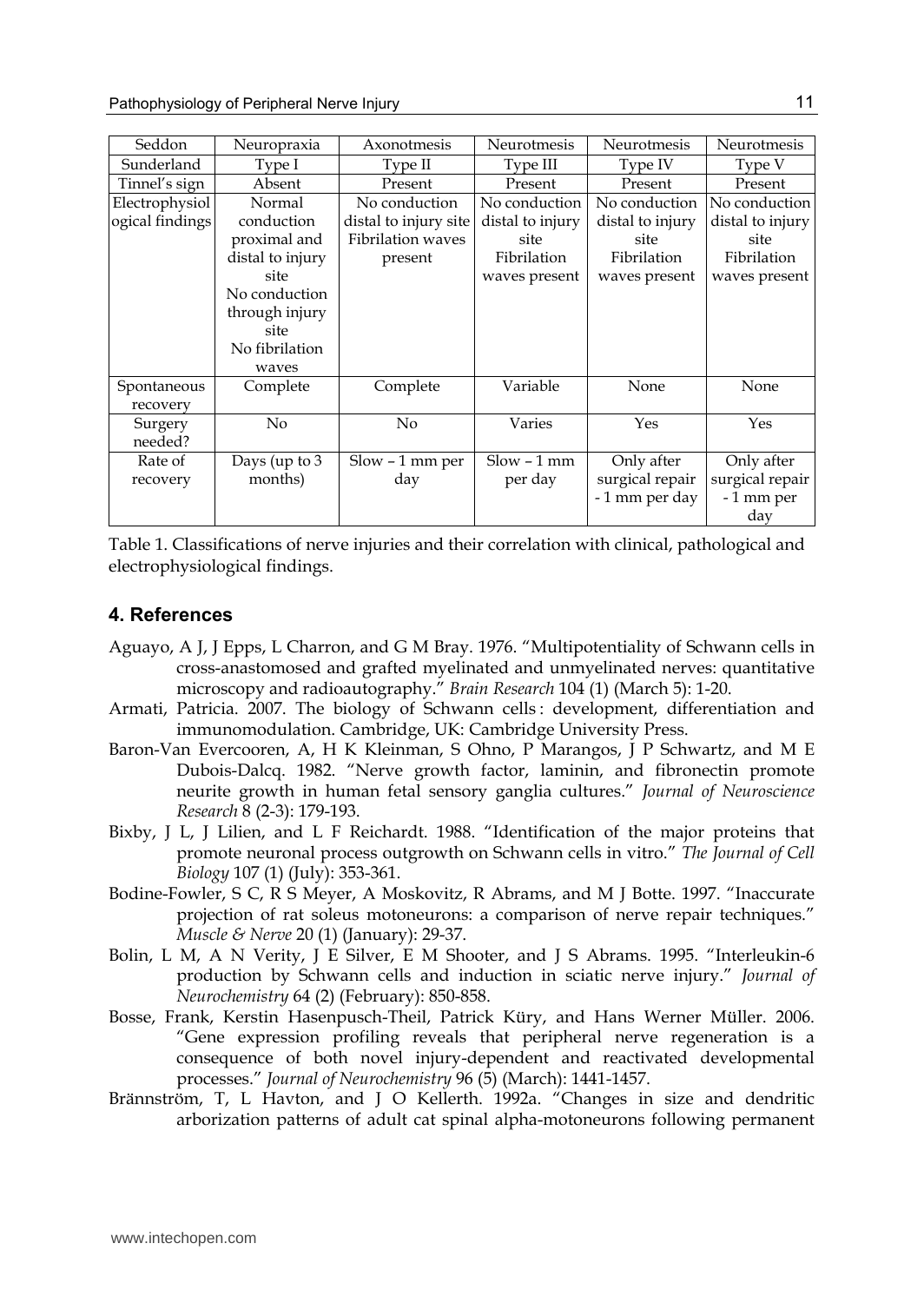| Seddon | Neuropraxia | Axonotmesis | Neurotmesis | Neurotmesis | Neurotmesis |
|---|---|---|---|---|---|
| Sunderland | Type I | Type II | Type III | Type IV | Type V |
| Tinnel's sign | Absent | Present | Present | Present | Present |
| Electrophysiological findings | Normal conduction proximal and distal to injury site No conduction through injury site No fibrilation waves | No conduction distal to injury site Fibrilation waves present | No conduction distal to injury site Fibrilation waves present | No conduction distal to injury site Fibrilation waves present | No conduction distal to injury site Fibrilation waves present |
| Spontaneous recovery | Complete | Complete | Variable | None | None |
| Surgery needed? | No | No | Varies | Yes | Yes |
| Rate of recovery | Days (up to 3 months) | Slow – 1 mm per day | Slow – 1 mm per day | Only after surgical repair - 1 mm per day | Only after surgical repair - 1 mm per day |

Table 1. Classifications of nerve injuries and their correlation with clinical, pathological and electrophysiological findings.

## 4. References

Aguayo, A J, J Epps, L Charron, and G M Bray. 1976. "Multipotentiality of Schwann cells in cross-anastomosed and grafted myelinated and unmyelinated nerves: quantitative microscopy and radioautography." *Brain Research* 104 (1) (March 5): 1-20.

Armati, Patricia. 2007. The biology of Schwann cells : development, differentiation and immunomodulation. Cambridge, UK: Cambridge University Press.

Baron-Van Evercooren, A, H K Kleinman, S Ohno, P Marangos, J P Schwartz, and M E Dubois-Dalcq. 1982. "Nerve growth factor, laminin, and fibronectin promote neurite growth in human fetal sensory ganglia cultures." *Journal of Neuroscience Research* 8 (2-3): 179-193.

Bixby, J L, J Lilien, and L F Reichardt. 1988. "Identification of the major proteins that promote neuronal process outgrowth on Schwann cells in vitro." *The Journal of Cell Biology* 107 (1) (July): 353-361.

Bodine-Fowler, S C, R S Meyer, A Moskovitz, R Abrams, and M J Botte. 1997. "Inaccurate projection of rat soleus motoneurons: a comparison of nerve repair techniques." *Muscle & Nerve* 20 (1) (January): 29-37.

Bolin, L M, A N Verity, J E Silver, E M Shooter, and J S Abrams. 1995. "Interleukin-6 production by Schwann cells and induction in sciatic nerve injury." *Journal of Neurochemistry* 64 (2) (February): 850-858.

Bosse, Frank, Kerstin Hasenpusch-Theil, Patrick Küry, and Hans Werner Müller. 2006. "Gene expression profiling reveals that peripheral nerve regeneration is a consequence of both novel injury-dependent and reactivated developmental processes." *Journal of Neurochemistry* 96 (5) (March): 1441-1457.

Brännström, T, L Havton, and J O Kellerth. 1992a. "Changes in size and dendritic arborization patterns of adult cat spinal alpha-motoneurons following permanent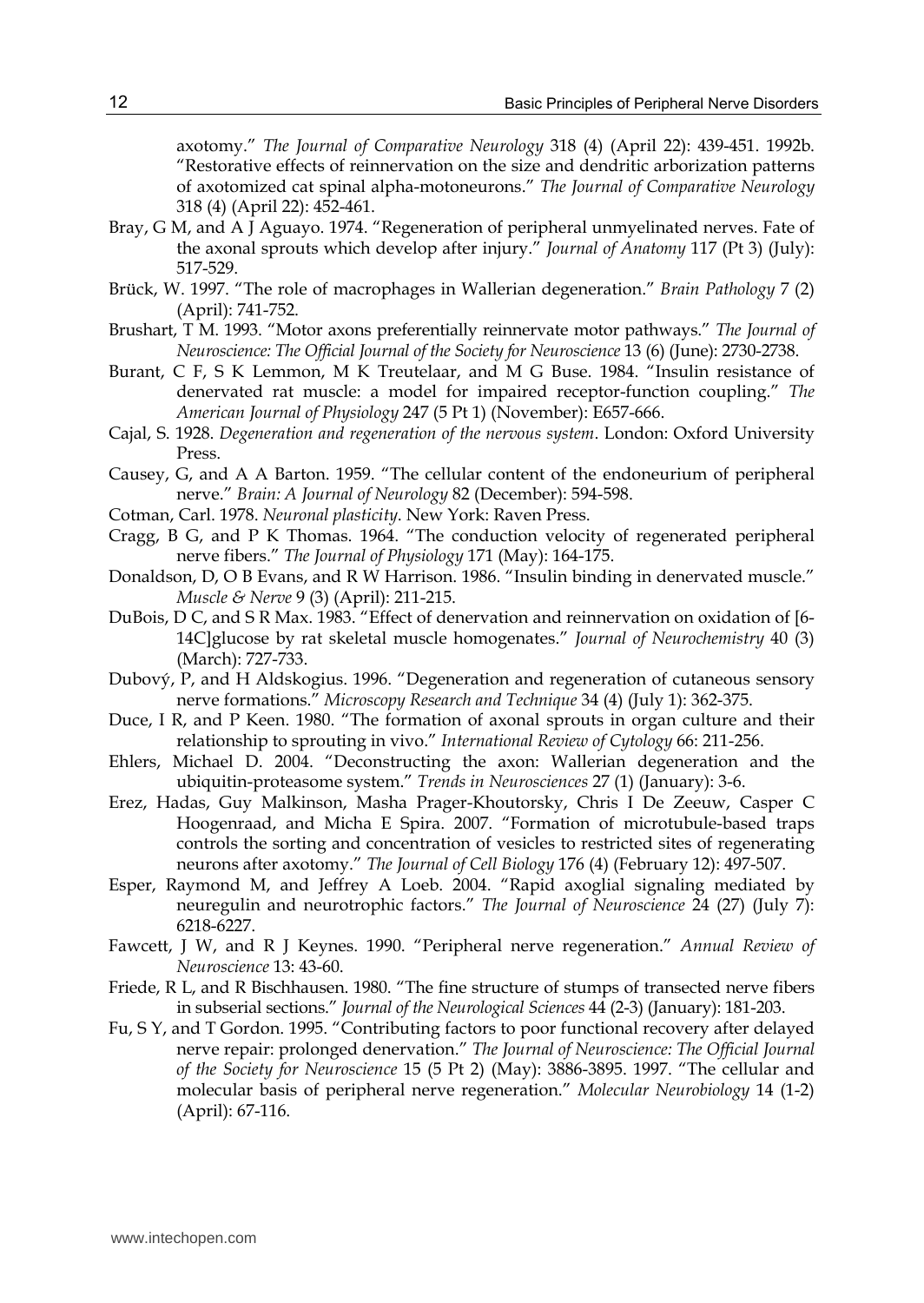axotomy." *The Journal of Comparative Neurology* 318 (4) (April 22): 439-451. 1992b. "Restorative effects of reinnervation on the size and dendritic arborization patterns of axotomized cat spinal alpha-motoneurons." *The Journal of Comparative Neurology* 318 (4) (April 22): 452-461.

Bray, G M, and A J Aguayo. 1974. "Regeneration of peripheral unmyelinated nerves. Fate of the axonal sprouts which develop after injury." *Journal of Anatomy* 117 (Pt 3) (July): 517-529.

Brück, W. 1997. "The role of macrophages in Wallerian degeneration." *Brain Pathology* 7 (2) (April): 741-752.

Brushart, T M. 1993. "Motor axons preferentially reinnervate motor pathways." *The Journal of Neuroscience: The Official Journal of the Society for Neuroscience* 13 (6) (June): 2730-2738.

Burant, C F, S K Lemmon, M K Treutelaar, and M G Buse. 1984. "Insulin resistance of denervated rat muscle: a model for impaired receptor-function coupling." *The American Journal of Physiology* 247 (5 Pt 1) (November): E657-666.

Cajal, S. 1928. *Degeneration and regeneration of the nervous system*. London: Oxford University Press.

Causey, G, and A A Barton. 1959. "The cellular content of the endoneurium of peripheral nerve." *Brain: A Journal of Neurology* 82 (December): 594-598.

Cotman, Carl. 1978. *Neuronal plasticity*. New York: Raven Press.

Cragg, B G, and P K Thomas. 1964. "The conduction velocity of regenerated peripheral nerve fibers." *The Journal of Physiology* 171 (May): 164-175.

Donaldson, D, O B Evans, and R W Harrison. 1986. "Insulin binding in denervated muscle." *Muscle & Nerve* 9 (3) (April): 211-215.

DuBois, D C, and S R Max. 1983. "Effect of denervation and reinnervation on oxidation of [6-14C]glucose by rat skeletal muscle homogenates." *Journal of Neurochemistry* 40 (3) (March): 727-733.

Dubový, P, and H Aldskogius. 1996. "Degeneration and regeneration of cutaneous sensory nerve formations." *Microscopy Research and Technique* 34 (4) (July 1): 362-375.

Duce, I R, and P Keen. 1980. "The formation of axonal sprouts in organ culture and their relationship to sprouting in vivo." *International Review of Cytology* 66: 211-256.

Ehlers, Michael D. 2004. "Deconstructing the axon: Wallerian degeneration and the ubiquitin-proteasome system." *Trends in Neurosciences* 27 (1) (January): 3-6.

Erez, Hadas, Guy Malkinson, Masha Prager-Khoutorsky, Chris I De Zeeuw, Casper C Hoogenraad, and Micha E Spira. 2007. "Formation of microtubule-based traps controls the sorting and concentration of vesicles to restricted sites of regenerating neurons after axotomy." *The Journal of Cell Biology* 176 (4) (February 12): 497-507.

Esper, Raymond M, and Jeffrey A Loeb. 2004. "Rapid axoglial signaling mediated by neuregulin and neurotrophic factors." *The Journal of Neuroscience* 24 (27) (July 7): 6218-6227.

Fawcett, J W, and R J Keynes. 1990. "Peripheral nerve regeneration." *Annual Review of Neuroscience* 13: 43-60.

Friede, R L, and R Bischhausen. 1980. "The fine structure of stumps of transected nerve fibers in subserial sections." *Journal of the Neurological Sciences* 44 (2-3) (January): 181-203.

Fu, S Y, and T Gordon. 1995. "Contributing factors to poor functional recovery after delayed nerve repair: prolonged denervation." *The Journal of Neuroscience: The Official Journal of the Society for Neuroscience* 15 (5 Pt 2) (May): 3886-3895. 1997. "The cellular and molecular basis of peripheral nerve regeneration." *Molecular Neurobiology* 14 (1-2) (April): 67-116.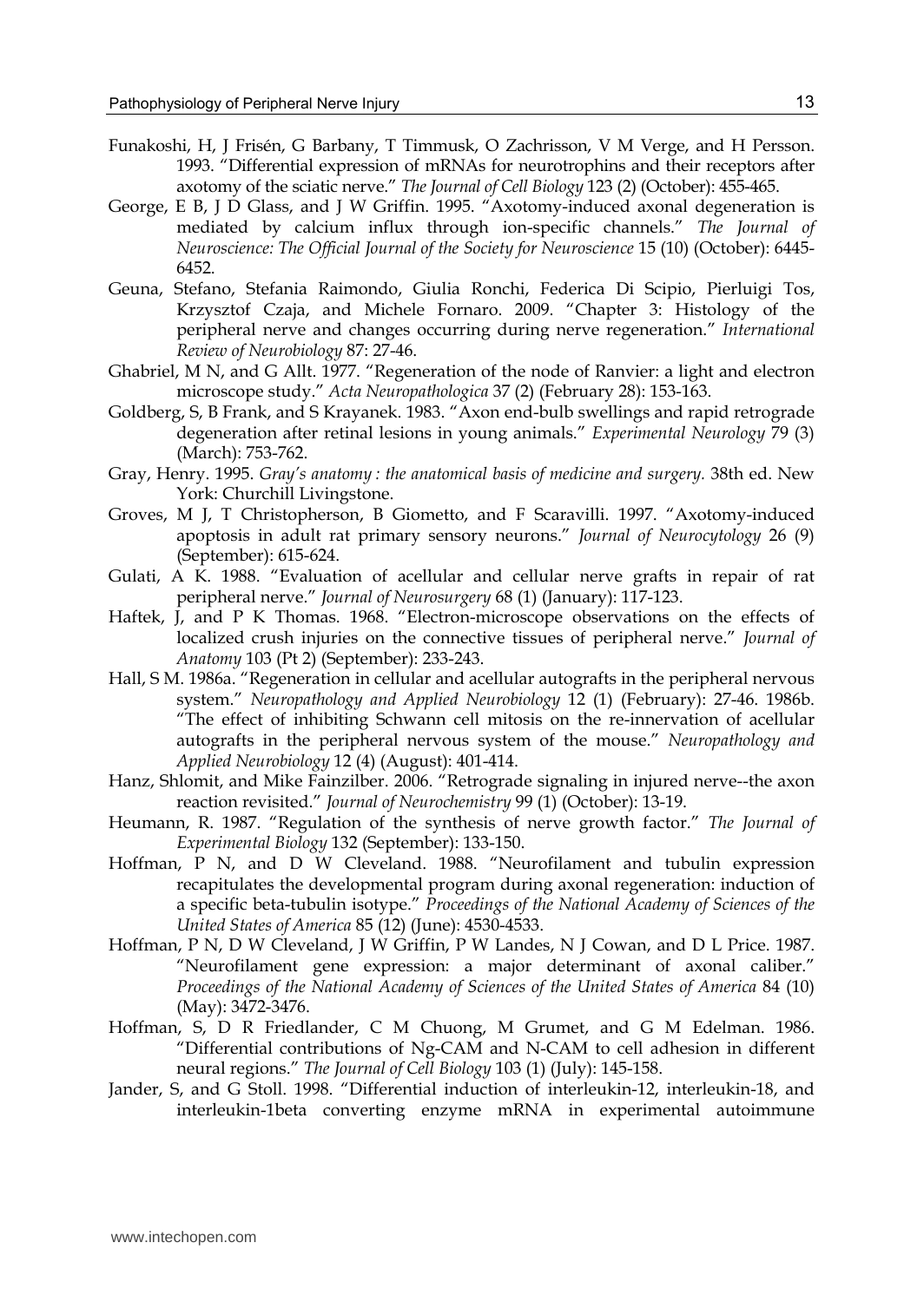Funakoshi, H, J Frisén, G Barbany, T Timmusk, O Zachrisson, V M Verge, and H Persson. 1993. "Differential expression of mRNAs for neurotrophins and their receptors after axotomy of the sciatic nerve." *The Journal of Cell Biology* 123 (2) (October): 455-465.

George, E B, J D Glass, and J W Griffin. 1995. "Axotomy-induced axonal degeneration is mediated by calcium influx through ion-specific channels." *The Journal of Neuroscience: The Official Journal of the Society for Neuroscience* 15 (10) (October): 6445-6452.

Geuna, Stefano, Stefania Raimondo, Giulia Ronchi, Federica Di Scipio, Pierluigi Tos, Krzysztof Czaja, and Michele Fornaro. 2009. "Chapter 3: Histology of the peripheral nerve and changes occurring during nerve regeneration." *International Review of Neurobiology* 87: 27-46.

Ghabriel, M N, and G Allt. 1977. "Regeneration of the node of Ranvier: a light and electron microscope study." *Acta Neuropathologica* 37 (2) (February 28): 153-163.

Goldberg, S, B Frank, and S Krayanek. 1983. "Axon end-bulb swellings and rapid retrograde degeneration after retinal lesions in young animals." *Experimental Neurology* 79 (3) (March): 753-762.

Gray, Henry. 1995. *Gray's anatomy : the anatomical basis of medicine and surgery.* 38th ed. New York: Churchill Livingstone.

Groves, M J, T Christopherson, B Giometto, and F Scaravilli. 1997. "Axotomy-induced apoptosis in adult rat primary sensory neurons." *Journal of Neurocytology* 26 (9) (September): 615-624.

Gulati, A K. 1988. "Evaluation of acellular and cellular nerve grafts in repair of rat peripheral nerve." *Journal of Neurosurgery* 68 (1) (January): 117-123.

Haftek, J, and P K Thomas. 1968. "Electron-microscope observations on the effects of localized crush injuries on the connective tissues of peripheral nerve." *Journal of Anatomy* 103 (Pt 2) (September): 233-243.

Hall, S M. 1986a. "Regeneration in cellular and acellular autografts in the peripheral nervous system." *Neuropathology and Applied Neurobiology* 12 (1) (February): 27-46. 1986b. "The effect of inhibiting Schwann cell mitosis on the re-innervation of acellular autografts in the peripheral nervous system of the mouse." *Neuropathology and Applied Neurobiology* 12 (4) (August): 401-414.

Hanz, Shlomit, and Mike Fainzilber. 2006. "Retrograde signaling in injured nerve--the axon reaction revisited." *Journal of Neurochemistry* 99 (1) (October): 13-19.

Heumann, R. 1987. "Regulation of the synthesis of nerve growth factor." *The Journal of Experimental Biology* 132 (September): 133-150.

Hoffman, P N, and D W Cleveland. 1988. "Neurofilament and tubulin expression recapitulates the developmental program during axonal regeneration: induction of a specific beta-tubulin isotype." *Proceedings of the National Academy of Sciences of the United States of America* 85 (12) (June): 4530-4533.

Hoffman, P N, D W Cleveland, J W Griffin, P W Landes, N J Cowan, and D L Price. 1987. "Neurofilament gene expression: a major determinant of axonal caliber." *Proceedings of the National Academy of Sciences of the United States of America* 84 (10) (May): 3472-3476.

Hoffman, S, D R Friedlander, C M Chuong, M Grumet, and G M Edelman. 1986. "Differential contributions of Ng-CAM and N-CAM to cell adhesion in different neural regions." *The Journal of Cell Biology* 103 (1) (July): 145-158.

Jander, S, and G Stoll. 1998. "Differential induction of interleukin-12, interleukin-18, and interleukin-1beta converting enzyme mRNA in experimental autoimmune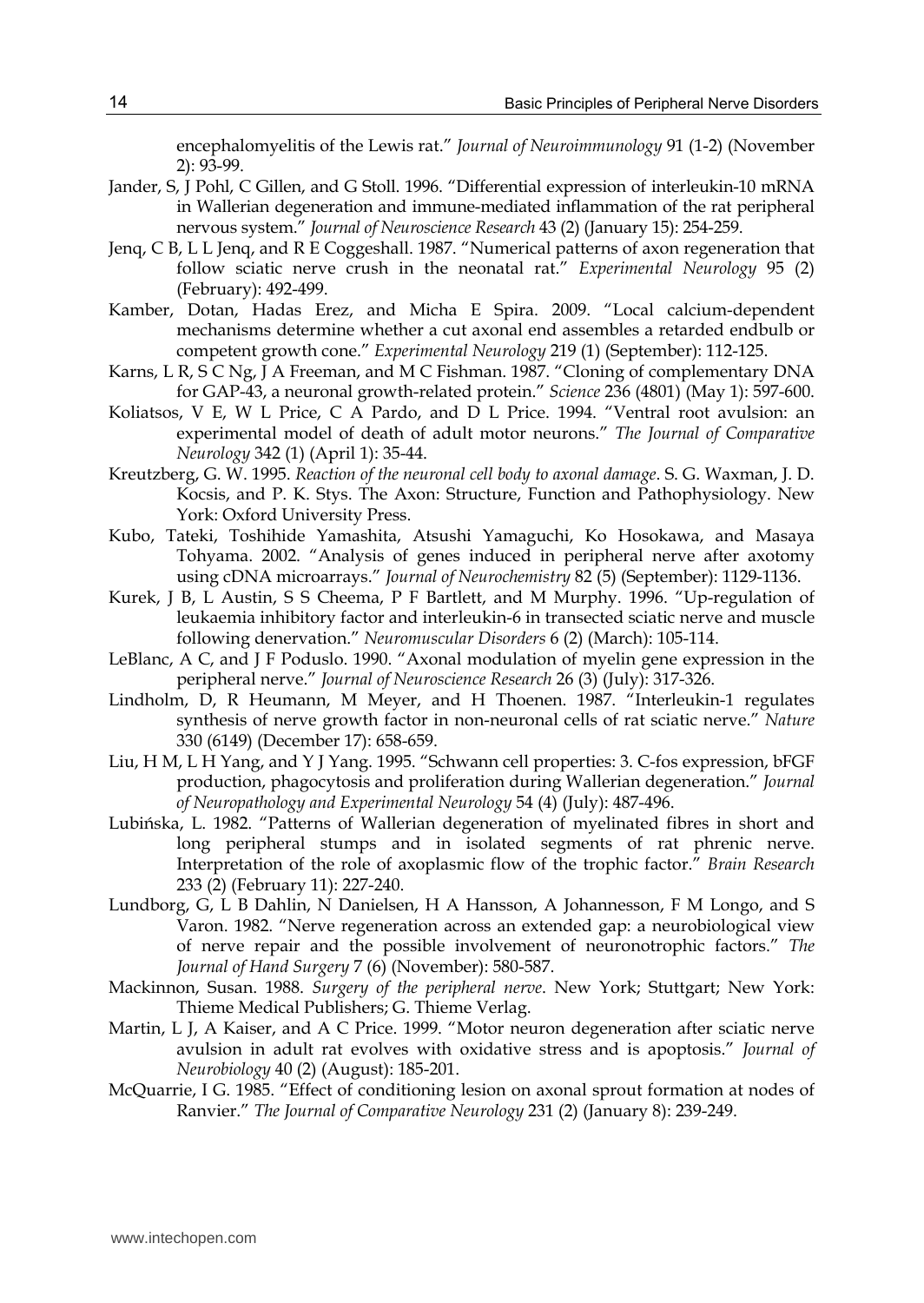encephalomyelitis of the Lewis rat." *Journal of Neuroimmunology* 91 (1-2) (November 2): 93-99.

Jander, S, J Pohl, C Gillen, and G Stoll. 1996. "Differential expression of interleukin-10 mRNA in Wallerian degeneration and immune-mediated inflammation of the rat peripheral nervous system." *Journal of Neuroscience Research* 43 (2) (January 15): 254-259.

Jenq, C B, L L Jenq, and R E Coggeshall. 1987. "Numerical patterns of axon regeneration that follow sciatic nerve crush in the neonatal rat." *Experimental Neurology* 95 (2) (February): 492-499.

Kamber, Dotan, Hadas Erez, and Micha E Spira. 2009. "Local calcium-dependent mechanisms determine whether a cut axonal end assembles a retarded endbulb or competent growth cone." *Experimental Neurology* 219 (1) (September): 112-125.

Karns, L R, S C Ng, J A Freeman, and M C Fishman. 1987. "Cloning of complementary DNA for GAP-43, a neuronal growth-related protein." *Science* 236 (4801) (May 1): 597-600.

Koliatsos, V E, W L Price, C A Pardo, and D L Price. 1994. "Ventral root avulsion: an experimental model of death of adult motor neurons." *The Journal of Comparative Neurology* 342 (1) (April 1): 35-44.

Kreutzberg, G. W. 1995. *Reaction of the neuronal cell body to axonal damage*. S. G. Waxman, J. D. Kocsis, and P. K. Stys. The Axon: Structure, Function and Pathophysiology. New York: Oxford University Press.

Kubo, Tateki, Toshihide Yamashita, Atsushi Yamaguchi, Ko Hosokawa, and Masaya Tohyama. 2002. "Analysis of genes induced in peripheral nerve after axotomy using cDNA microarrays." *Journal of Neurochemistry* 82 (5) (September): 1129-1136.

Kurek, J B, L Austin, S S Cheema, P F Bartlett, and M Murphy. 1996. "Up-regulation of leukaemia inhibitory factor and interleukin-6 in transected sciatic nerve and muscle following denervation." *Neuromuscular Disorders* 6 (2) (March): 105-114.

LeBlanc, A C, and J F Poduslo. 1990. "Axonal modulation of myelin gene expression in the peripheral nerve." *Journal of Neuroscience Research* 26 (3) (July): 317-326.

Lindholm, D, R Heumann, M Meyer, and H Thoenen. 1987. "Interleukin-1 regulates synthesis of nerve growth factor in non-neuronal cells of rat sciatic nerve." *Nature* 330 (6149) (December 17): 658-659.

Liu, H M, L H Yang, and Y J Yang. 1995. "Schwann cell properties: 3. C-fos expression, bFGF production, phagocytosis and proliferation during Wallerian degeneration." *Journal of Neuropathology and Experimental Neurology* 54 (4) (July): 487-496.

Lubińska, L. 1982. "Patterns of Wallerian degeneration of myelinated fibres in short and long peripheral stumps and in isolated segments of rat phrenic nerve. Interpretation of the role of axoplasmic flow of the trophic factor." *Brain Research* 233 (2) (February 11): 227-240.

Lundborg, G, L B Dahlin, N Danielsen, H A Hansson, A Johannesson, F M Longo, and S Varon. 1982. "Nerve regeneration across an extended gap: a neurobiological view of nerve repair and the possible involvement of neuronotrophic factors." *The Journal of Hand Surgery* 7 (6) (November): 580-587.

Mackinnon, Susan. 1988. *Surgery of the peripheral nerve*. New York; Stuttgart; New York: Thieme Medical Publishers; G. Thieme Verlag.

Martin, L J, A Kaiser, and A C Price. 1999. "Motor neuron degeneration after sciatic nerve avulsion in adult rat evolves with oxidative stress and is apoptosis." *Journal of Neurobiology* 40 (2) (August): 185-201.

McQuarrie, I G. 1985. "Effect of conditioning lesion on axonal sprout formation at nodes of Ranvier." *The Journal of Comparative Neurology* 231 (2) (January 8): 239-249.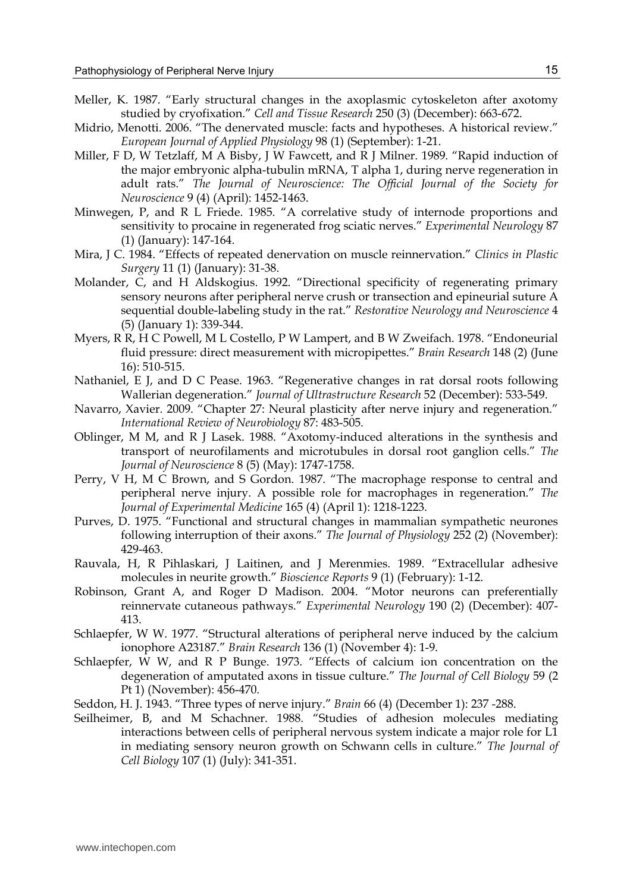Meller, K. 1987. "Early structural changes in the axoplasmic cytoskeleton after axotomy studied by cryofixation." *Cell and Tissue Research* 250 (3) (December): 663-672.

Midrio, Menotti. 2006. "The denervated muscle: facts and hypotheses. A historical review." *European Journal of Applied Physiology* 98 (1) (September): 1-21.

Miller, F D, W Tetzlaff, M A Bisby, J W Fawcett, and R J Milner. 1989. "Rapid induction of the major embryonic alpha-tubulin mRNA, T alpha 1, during nerve regeneration in adult rats." *The Journal of Neuroscience: The Official Journal of the Society for Neuroscience* 9 (4) (April): 1452-1463.

Minwegen, P, and R L Friede. 1985. "A correlative study of internode proportions and sensitivity to procaine in regenerated frog sciatic nerves." *Experimental Neurology* 87 (1) (January): 147-164.

Mira, J C. 1984. "Effects of repeated denervation on muscle reinnervation." *Clinics in Plastic Surgery* 11 (1) (January): 31-38.

Molander, C, and H Aldskogius. 1992. "Directional specificity of regenerating primary sensory neurons after peripheral nerve crush or transection and epineurial suture A sequential double-labeling study in the rat." *Restorative Neurology and Neuroscience* 4 (5) (January 1): 339-344.

Myers, R R, H C Powell, M L Costello, P W Lampert, and B W Zweifach. 1978. "Endoneurial fluid pressure: direct measurement with micropipettes." *Brain Research* 148 (2) (June 16): 510-515.

Nathaniel, E J, and D C Pease. 1963. "Regenerative changes in rat dorsal roots following Wallerian degeneration." *Journal of Ultrastructure Research* 52 (December): 533-549.

Navarro, Xavier. 2009. "Chapter 27: Neural plasticity after nerve injury and regeneration." *International Review of Neurobiology* 87: 483-505.

Oblinger, M M, and R J Lasek. 1988. "Axotomy-induced alterations in the synthesis and transport of neurofilaments and microtubules in dorsal root ganglion cells." *The Journal of Neuroscience* 8 (5) (May): 1747-1758.

Perry, V H, M C Brown, and S Gordon. 1987. "The macrophage response to central and peripheral nerve injury. A possible role for macrophages in regeneration." *The Journal of Experimental Medicine* 165 (4) (April 1): 1218-1223.

Purves, D. 1975. "Functional and structural changes in mammalian sympathetic neurones following interruption of their axons." *The Journal of Physiology* 252 (2) (November): 429-463.

Rauvala, H, R Pihlaskari, J Laitinen, and J Merenmies. 1989. "Extracellular adhesive molecules in neurite growth." *Bioscience Reports* 9 (1) (February): 1-12.

Robinson, Grant A, and Roger D Madison. 2004. "Motor neurons can preferentially reinnervate cutaneous pathways." *Experimental Neurology* 190 (2) (December): 407-413.

Schlaepfer, W W. 1977. "Structural alterations of peripheral nerve induced by the calcium ionophore A23187." *Brain Research* 136 (1) (November 4): 1-9.

Schlaepfer, W W, and R P Bunge. 1973. "Effects of calcium ion concentration on the degeneration of amputated axons in tissue culture." *The Journal of Cell Biology* 59 (2 Pt 1) (November): 456-470.

Seddon, H. J. 1943. "Three types of nerve injury." *Brain* 66 (4) (December 1): 237 -288.

Seilheimer, B, and M Schachner. 1988. "Studies of adhesion molecules mediating interactions between cells of peripheral nervous system indicate a major role for L1 in mediating sensory neuron growth on Schwann cells in culture." *The Journal of Cell Biology* 107 (1) (July): 341-351.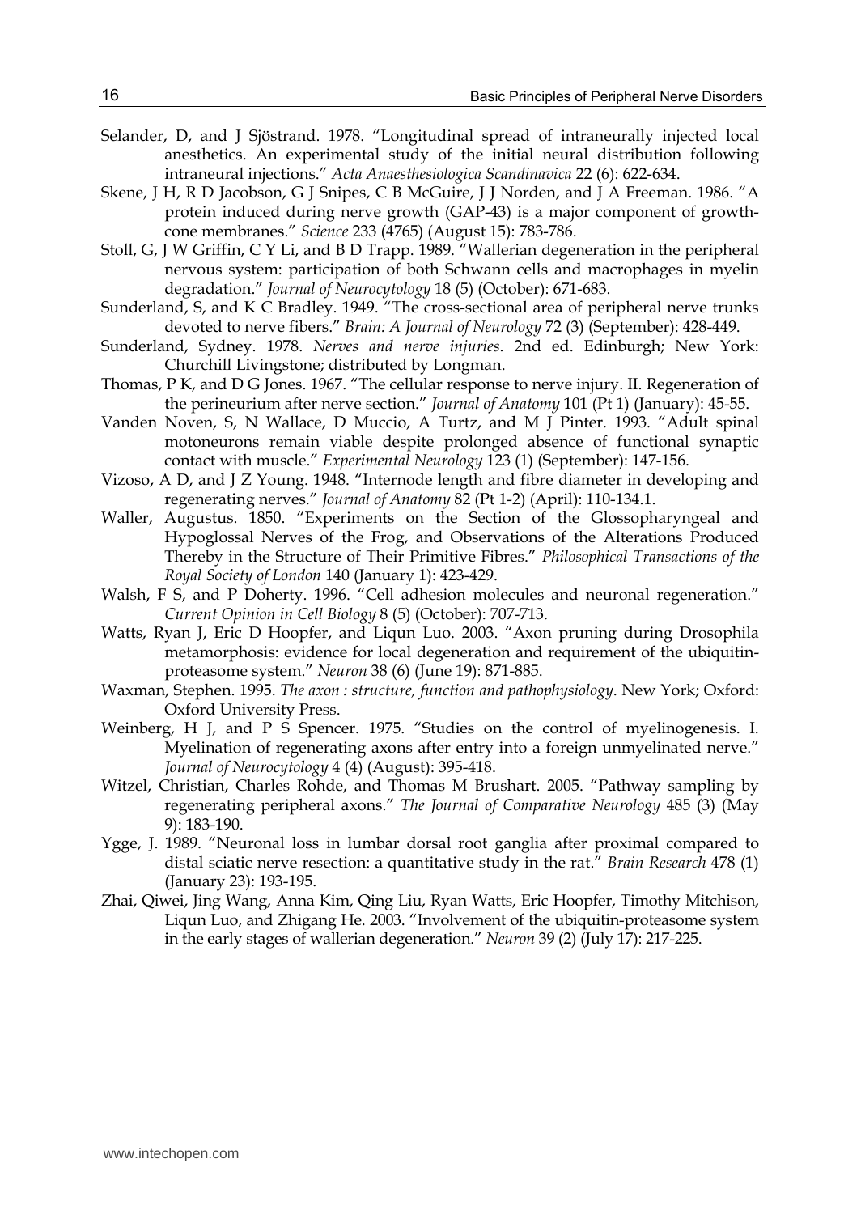Selander, D, and J Sjöstrand. 1978. "Longitudinal spread of intraneurally injected local anesthetics. An experimental study of the initial neural distribution following intraneural injections." *Acta Anaesthesiologica Scandinavica* 22 (6): 622-634.

Skene, J H, R D Jacobson, G J Snipes, C B McGuire, J J Norden, and J A Freeman. 1986. "A protein induced during nerve growth (GAP-43) is a major component of growth-cone membranes." *Science* 233 (4765) (August 15): 783-786.

Stoll, G, J W Griffin, C Y Li, and B D Trapp. 1989. "Wallerian degeneration in the peripheral nervous system: participation of both Schwann cells and macrophages in myelin degradation." *Journal of Neurocytology* 18 (5) (October): 671-683.

Sunderland, S, and K C Bradley. 1949. "The cross-sectional area of peripheral nerve trunks devoted to nerve fibers." *Brain: A Journal of Neurology* 72 (3) (September): 428-449.

Sunderland, Sydney. 1978. *Nerves and nerve injuries*. 2nd ed. Edinburgh; New York: Churchill Livingstone; distributed by Longman.

Thomas, P K, and D G Jones. 1967. "The cellular response to nerve injury. II. Regeneration of the perineurium after nerve section." *Journal of Anatomy* 101 (Pt 1) (January): 45-55.

Vanden Noven, S, N Wallace, D Muccio, A Turtz, and M J Pinter. 1993. "Adult spinal motoneurons remain viable despite prolonged absence of functional synaptic contact with muscle." *Experimental Neurology* 123 (1) (September): 147-156.

Vizoso, A D, and J Z Young. 1948. "Internode length and fibre diameter in developing and regenerating nerves." *Journal of Anatomy* 82 (Pt 1-2) (April): 110-134.1.

Waller, Augustus. 1850. "Experiments on the Section of the Glossopharyngeal and Hypoglossal Nerves of the Frog, and Observations of the Alterations Produced Thereby in the Structure of Their Primitive Fibres." *Philosophical Transactions of the Royal Society of London* 140 (January 1): 423-429.

Walsh, F S, and P Doherty. 1996. "Cell adhesion molecules and neuronal regeneration." *Current Opinion in Cell Biology* 8 (5) (October): 707-713.

Watts, Ryan J, Eric D Hoopfer, and Liqun Luo. 2003. "Axon pruning during Drosophila metamorphosis: evidence for local degeneration and requirement of the ubiquitin-proteasome system." *Neuron* 38 (6) (June 19): 871-885.

Waxman, Stephen. 1995. *The axon : structure, function and pathophysiology*. New York; Oxford: Oxford University Press.

Weinberg, H J, and P S Spencer. 1975. "Studies on the control of myelinogenesis. I. Myelination of regenerating axons after entry into a foreign unmyelinated nerve." *Journal of Neurocytology* 4 (4) (August): 395-418.

Witzel, Christian, Charles Rohde, and Thomas M Brushart. 2005. "Pathway sampling by regenerating peripheral axons." *The Journal of Comparative Neurology* 485 (3) (May 9): 183-190.

Ygge, J. 1989. "Neuronal loss in lumbar dorsal root ganglia after proximal compared to distal sciatic nerve resection: a quantitative study in the rat." *Brain Research* 478 (1) (January 23): 193-195.

Zhai, Qiwei, Jing Wang, Anna Kim, Qing Liu, Ryan Watts, Eric Hoopfer, Timothy Mitchison, Liqun Luo, and Zhigang He. 2003. "Involvement of the ubiquitin-proteasome system in the early stages of wallerian degeneration." *Neuron* 39 (2) (July 17): 217-225.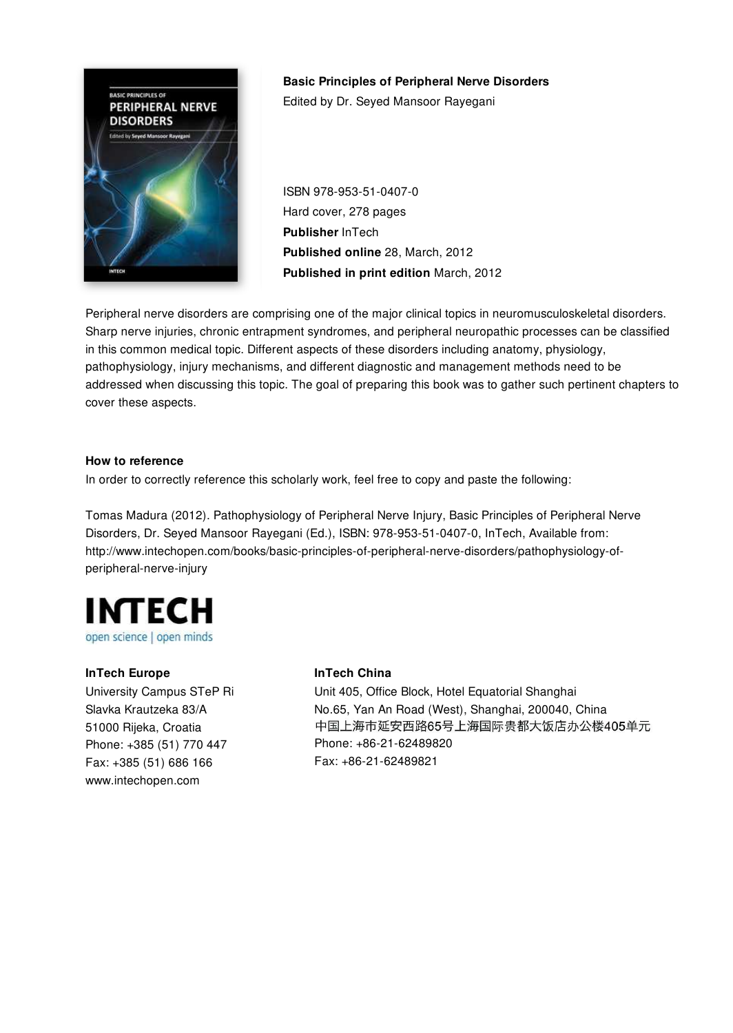**Basic Principles of Peripheral Nerve Disorders**
Edited by Dr. Seyed Mansoor Rayegani

ISBN 978-953-51-0407-0
Hard cover, 278 pages
**Publisher** InTech
**Published online** 28, March, 2012
**Published in print edition** March, 2012

Peripheral nerve disorders are comprising one of the major clinical topics in neuromusculoskeletal disorders. Sharp nerve injuries, chronic entrapment syndromes, and peripheral neuropathic processes can be classified in this common medical topic. Different aspects of these disorders including anatomy, physiology, pathophysiology, injury mechanisms, and different diagnostic and management methods need to be addressed when discussing this topic. The goal of preparing this book was to gather such pertinent chapters to cover these aspects.

**How to reference**

In order to correctly reference this scholarly work, feel free to copy and paste the following:

Tomas Madura (2012). Pathophysiology of Peripheral Nerve Injury, Basic Principles of Peripheral Nerve Disorders, Dr. Seyed Mansoor Rayegani (Ed.), ISBN: 978-953-51-0407-0, InTech, Available from: http://www.intechopen.com/books/basic-principles-of-peripheral-nerve-disorders/pathophysiology-of-peripheral-nerve-injury

**INTECH**
open science | open minds

**InTech Europe**
University Campus STeP Ri
Slavka Krautzeka 83/A
51000 Rijeka, Croatia
Phone: +385 (51) 770 447
Fax: +385 (51) 686 166
www.intechopen.com

**InTech China**
Unit 405, Office Block, Hotel Equatorial Shanghai
No.65, Yan An Road (West), Shanghai, 200040, China
中国上海市延安西路65号上海国际贵都大饭店办公楼405单元
Phone: +86-21-62489820
Fax: +86-21-62489821